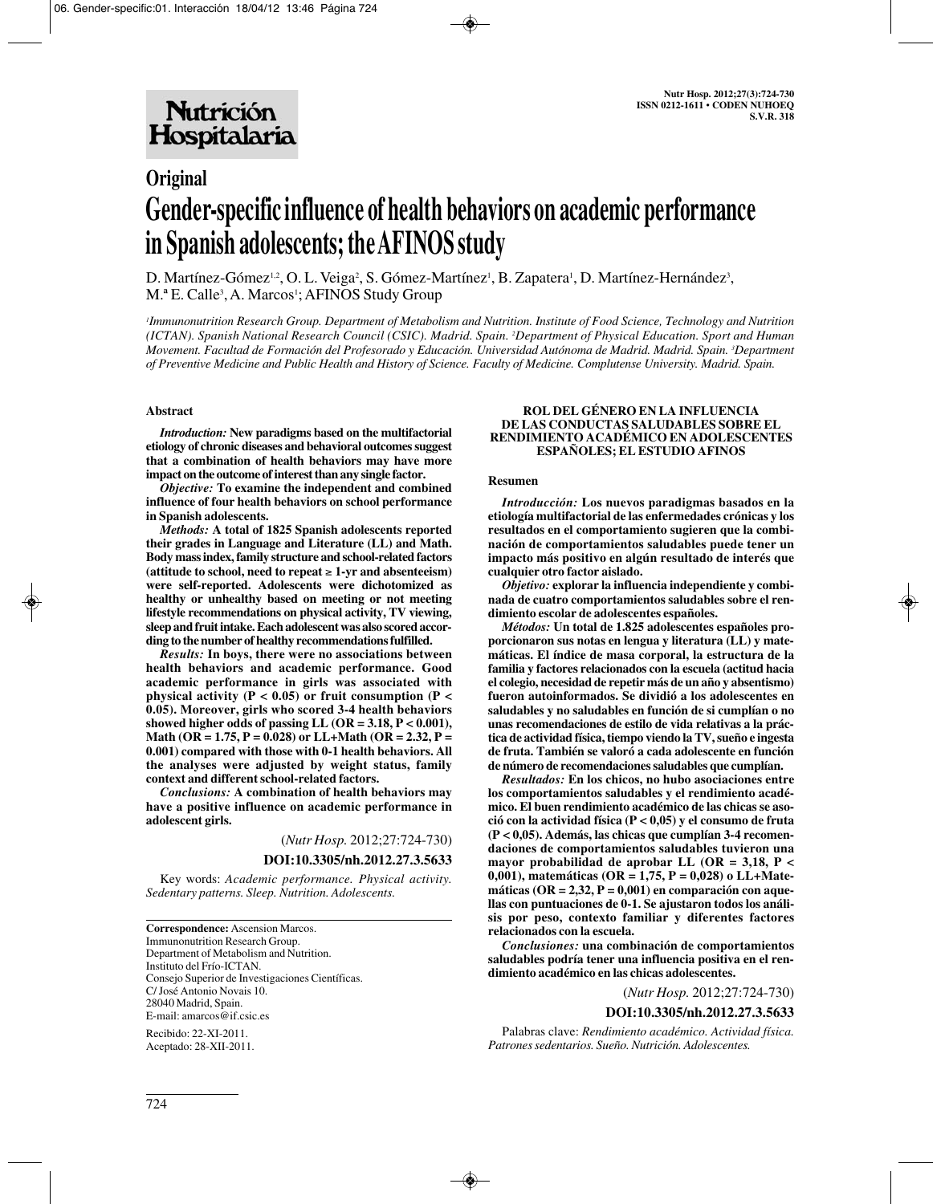Original

# Gender-specific influence of health behaviors on academic performance in Spanish adolescents; the AFINOS study

D. Martínez-Gómez[1,2], O. L. Veiga[2], S. Gómez-Martínez[1], B. Zapatera[1], D. Martínez-Hernández[3], M.ª E. Calle[3], A. Marcos[1]; AFINOS Study Group

[1]Immunonutrition Research Group. Department of Metabolism and Nutrition. Institute of Food Science, Technology and Nutrition (ICTAN). Spanish National Research Council (CSIC). Madrid. Spain. [2]Department of Physical Education. Sport and Human Movement. Facultad de Formación del Profesorado y Educación. Universidad Autónoma de Madrid. Madrid. Spain. [3]Department of Preventive Medicine and Public Health and History of Science. Faculty of Medicine. Complutense University. Madrid. Spain.

## Abstract

***Introduction:*** **New paradigms based on the multifactorial etiology of chronic diseases and behavioral outcomes suggest that a combination of health behaviors may have more impact on the outcome of interest than any single factor.**

***Objective:*** **To examine the independent and combined influence of four health behaviors on school performance in Spanish adolescents.**

***Methods:*** **A total of 1825 Spanish adolescents reported their grades in Language and Literature (LL) and Math. Body mass index, family structure and school-related factors (attitude to school, need to repeat ≥ 1-yr and absenteeism) were self-reported. Adolescents were dichotomized as healthy or unhealthy based on meeting or not meeting lifestyle recommendations on physical activity, TV viewing, sleep and fruit intake. Each adolescent was also scored according to the number of healthy recommendations fulfilled.**

***Results:*** **In boys, there were no associations between health behaviors and academic performance. Good academic performance in girls was associated with physical activity ($P < 0.05$) or fruit consumption ($P < 0.05$). Moreover, girls who scored 3-4 health behaviors showed higher odds of passing LL (OR = 3.18, $P < 0.001$), Math (OR = 1.75, P = 0.028) or LL+Math (OR = 2.32, P = 0.001) compared with those with 0-1 health behaviors. All the analyses were adjusted by weight status, family context and different school-related factors.**

***Conclusions:*** **A combination of health behaviors may have a positive influence on academic performance in adolescent girls.**

(*Nutr Hosp.* 2012;27:724-730)

**DOI:10.3305/nh.2012.27.3.5633**

Key words: *Academic performance. Physical activity. Sedentary patterns. Sleep. Nutrition. Adolescents.*

**Correspondence:** Ascension Marcos.
Immunonutrition Research Group.
Department of Metabolism and Nutrition.
Instituto del Frío-ICTAN.
Consejo Superior de Investigaciones Científicas.
C/ José Antonio Novais 10.
28040 Madrid, Spain.
E-mail: amarcos@if.csic.es

Recibido: 22-XI-2011.
Aceptado: 28-XII-2011.

## ROL DEL GÉNERO EN LA INFLUENCIA DE LAS CONDUCTAS SALUDABLES SOBRE EL RENDIMIENTO ACADÉMICO EN ADOLESCENTES ESPAÑOLES; EL ESTUDIO AFINOS

### Resumen

***Introducción:*** **Los nuevos paradigmas basados en la etiología multifactorial de las enfermedades crónicas y los resultados en el comportamiento sugieren que la combinación de comportamientos saludables puede tener un impacto más positivo en algún resultado de interés que cualquier otro factor aislado.**

***Objetivo:*** **explorar la influencia independiente y combinada de cuatro comportamientos saludables sobre el rendimiento escolar de adolescentes españoles.**

***Métodos:*** **Un total de 1.825 adolescentes españoles proporcionaron sus notas en lengua y literatura (LL) y matemáticas. El índice de masa corporal, la estructura de la familia y factores relacionados con la escuela (actitud hacia el colegio, necesidad de repetir más de un año y absentismo) fueron autoinformados. Se dividió a los adolescentes en saludables y no saludables en función de si cumplían o no unas recomendaciones de estilo de vida relativas a la práctica de actividad física, tiempo viendo la TV, sueño e ingesta de fruta. También se valoró a cada adolescente en función de número de recomendaciones saludables que cumplían.**

***Resultados:*** **En los chicos, no hubo asociaciones entre los comportamientos saludables y el rendimiento académico. El buen rendimiento académico de las chicas se asoció con la actividad física ($P < 0,05$) y el consumo de fruta ($P < 0,05$). Además, las chicas que cumplían 3-4 recomendaciones de comportamientos saludables tuvieron una mayor probabilidad de aprobar LL (OR = 3,18, $P < 0,001$), matemáticas (OR = 1,75, P = 0,028) o LL+Matemáticas (OR = 2,32, P = 0,001) en comparación con aquellas con puntuaciones de 0-1. Se ajustaron todos los análisis por peso, contexto familiar y diferentes factores relacionados con la escuela.**

***Conclusiones:*** **una combinación de comportamientos saludables podría tener una influencia positiva en el rendimiento académico en las chicas adolescentes.**

(*Nutr Hosp.* 2012;27:724-730)

**DOI:10.3305/nh.2012.27.3.5633**

Palabras clave: *Rendimiento académico. Actividad física. Patrones sedentarios. Sueño. Nutrición. Adolescentes.*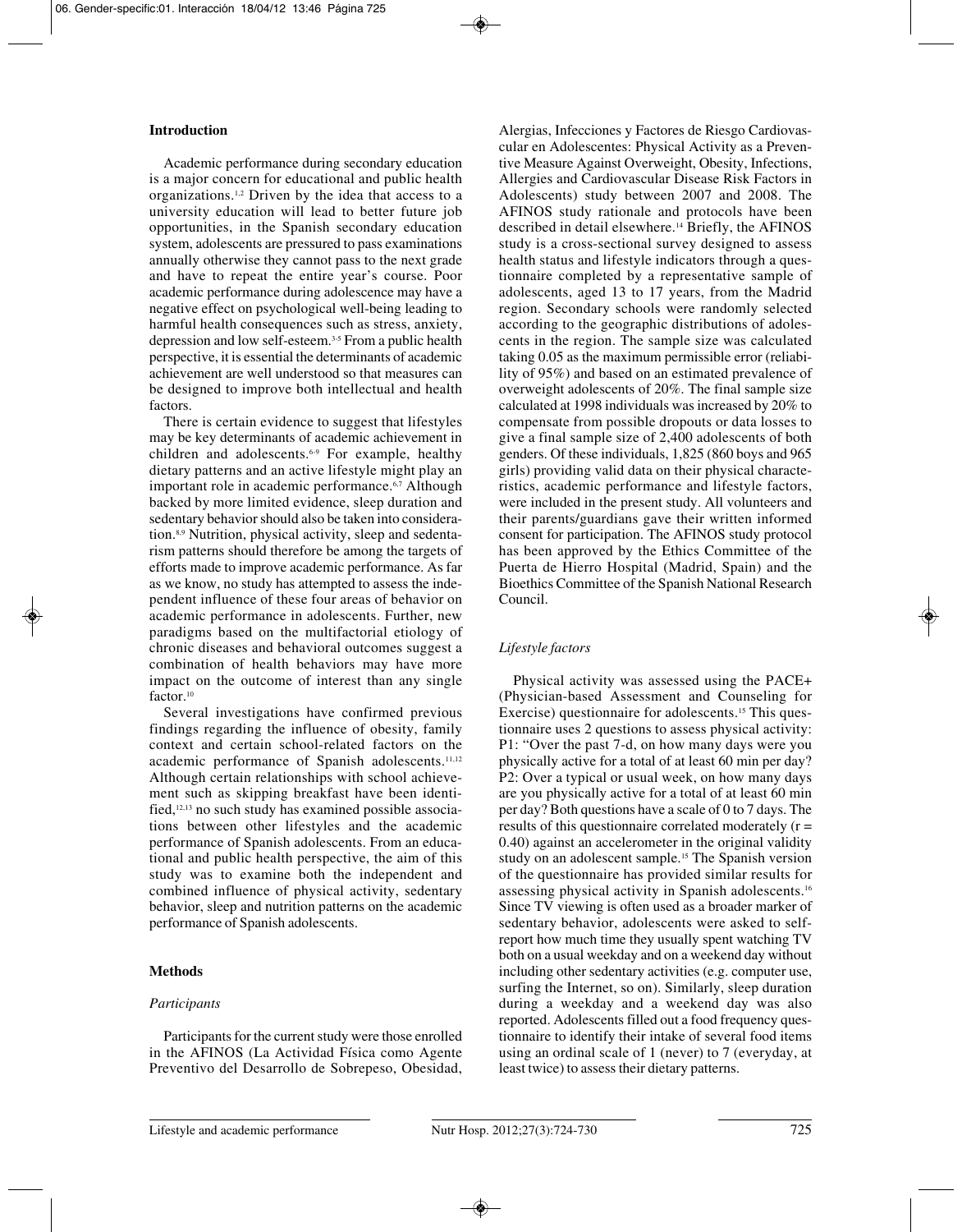## Introduction

Academic performance during secondary education is a major concern for educational and public health organizations.[1,2] Driven by the idea that access to a university education will lead to better future job opportunities, in the Spanish secondary education system, adolescents are pressured to pass examinations annually otherwise they cannot pass to the next grade and have to repeat the entire year's course. Poor academic performance during adolescence may have a negative effect on psychological well-being leading to harmful health consequences such as stress, anxiety, depression and low self-esteem.[3-5] From a public health perspective, it is essential the determinants of academic achievement are well understood so that measures can be designed to improve both intellectual and health factors.

There is certain evidence to suggest that lifestyles may be key determinants of academic achievement in children and adolescents.[6-9] For example, healthy dietary patterns and an active lifestyle might play an important role in academic performance.[6,7] Although backed by more limited evidence, sleep duration and sedentary behavior should also be taken into consideration.[8,9] Nutrition, physical activity, sleep and sedentarism patterns should therefore be among the targets of efforts made to improve academic performance. As far as we know, no study has attempted to assess the independent influence of these four areas of behavior on academic performance in adolescents. Further, new paradigms based on the multifactorial etiology of chronic diseases and behavioral outcomes suggest a combination of health behaviors may have more impact on the outcome of interest than any single factor.[10]

Several investigations have confirmed previous findings regarding the influence of obesity, family context and certain school-related factors on the academic performance of Spanish adolescents.[11,12] Although certain relationships with school achievement such as skipping breakfast have been identified,[12,13] no such study has examined possible associations between other lifestyles and the academic performance of Spanish adolescents. From an educational and public health perspective, the aim of this study was to examine both the independent and combined influence of physical activity, sedentary behavior, sleep and nutrition patterns on the academic performance of Spanish adolescents.

## Methods

### *Participants*

Participants for the current study were those enrolled in the AFINOS (La Actividad Física como Agente Preventivo del Desarrollo de Sobrepeso, Obesidad, Alergias, Infecciones y Factores de Riesgo Cardiovascular en Adolescentes: Physical Activity as a Preventive Measure Against Overweight, Obesity, Infections, Allergies and Cardiovascular Disease Risk Factors in Adolescents) study between 2007 and 2008. The AFINOS study rationale and protocols have been described in detail elsewhere.[14] Briefly, the AFINOS study is a cross-sectional survey designed to assess health status and lifestyle indicators through a questionnaire completed by a representative sample of adolescents, aged 13 to 17 years, from the Madrid region. Secondary schools were randomly selected according to the geographic distributions of adolescents in the region. The sample size was calculated taking 0.05 as the maximum permissible error (reliability of 95%) and based on an estimated prevalence of overweight adolescents of 20%. The final sample size calculated at 1998 individuals was increased by 20% to compensate from possible dropouts or data losses to give a final sample size of 2,400 adolescents of both genders. Of these individuals, 1,825 (860 boys and 965 girls) providing valid data on their physical characteristics, academic performance and lifestyle factors, were included in the present study. All volunteers and their parents/guardians gave their written informed consent for participation. The AFINOS study protocol has been approved by the Ethics Committee of the Puerta de Hierro Hospital (Madrid, Spain) and the Bioethics Committee of the Spanish National Research Council.

### *Lifestyle factors*

Physical activity was assessed using the PACE+ (Physician-based Assessment and Counseling for Exercise) questionnaire for adolescents.[15] This questionnaire uses 2 questions to assess physical activity: P1: "Over the past 7-d, on how many days were you physically active for a total of at least 60 min per day? P2: Over a typical or usual week, on how many days are you physically active for a total of at least 60 min per day? Both questions have a scale of 0 to 7 days. The results of this questionnaire correlated moderately ($r = 0.40$) against an accelerometer in the original validity study on an adolescent sample.[15] The Spanish version of the questionnaire has provided similar results for assessing physical activity in Spanish adolescents.[16] Since TV viewing is often used as a broader marker of sedentary behavior, adolescents were asked to self-report how much time they usually spent watching TV both on a usual weekday and on a weekend day without including other sedentary activities (e.g. computer use, surfing the Internet, so on). Similarly, sleep duration during a weekday and a weekend day was also reported. Adolescents filled out a food frequency questionnaire to identify their intake of several food items using an ordinal scale of 1 (never) to 7 (everyday, at least twice) to assess their dietary patterns.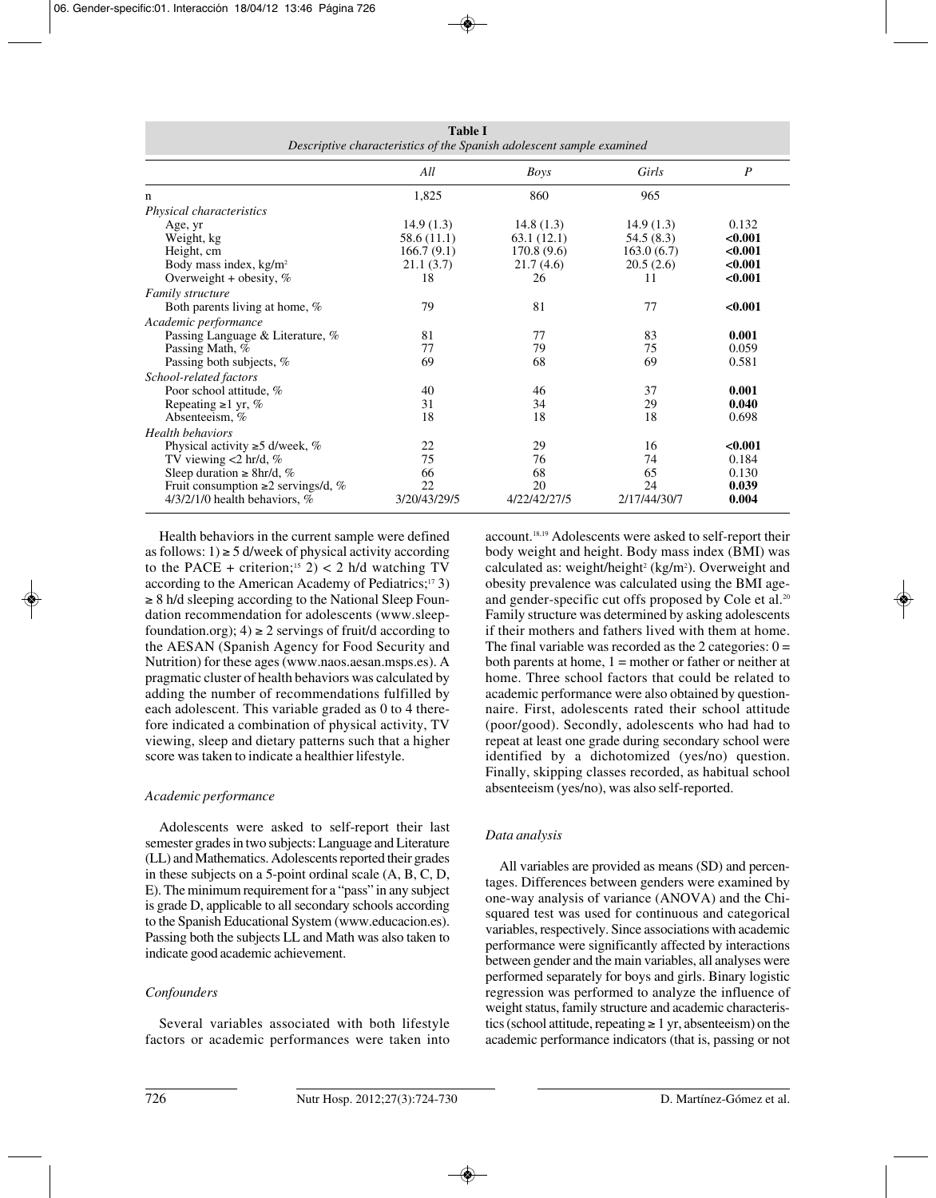**Table I**
*Descriptive characteristics of the Spanish adolescent sample examined*

| | *All* | *Boys* | *Girls* | *P* |
|---|---|---|---|---|
| n | 1,825 | 860 | 965 | |
| *Physical characteristics* | | | | |
| Age, yr | 14.9 (1.3) | 14.8 (1.3) | 14.9 (1.3) | 0.132 |
| Weight, kg | 58.6 (11.1) | 63.1 (12.1) | 54.5 (8.3) | **<0.001** |
| Height, cm | 166.7 (9.1) | 170.8 (9.6) | 163.0 (6.7) | **<0.001** |
| Body mass index, kg/m$^2$ | 21.1 (3.7) | 21.7 (4.6) | 20.5 (2.6) | **<0.001** |
| Overweight + obesity, % | 18 | 26 | 11 | **<0.001** |
| *Family structure* | | | | |
| Both parents living at home, % | 79 | 81 | 77 | **<0.001** |
| *Academic performance* | | | | |
| Passing Language & Literature, % | 81 | 77 | 83 | **0.001** |
| Passing Math, % | 77 | 79 | 75 | 0.059 |
| Passing both subjects, % | 69 | 68 | 69 | 0.581 |
| *School-related factors* | | | | |
| Poor school attitude, % | 40 | 46 | 37 | **0.001** |
| Repeating ≥1 yr, % | 31 | 34 | 29 | **0.040** |
| Absenteeism, % | 18 | 18 | 18 | 0.698 |
| *Health behaviors* | | | | |
| Physical activity ≥5 d/week, % | 22 | 29 | 16 | **<0.001** |
| TV viewing <2 hr/d, % | 75 | 76 | 74 | 0.184 |
| Sleep duration ≥ 8hr/d, % | 66 | 68 | 65 | 0.130 |
| Fruit consumption ≥2 servings/d, % | 22 | 20 | 24 | **0.039** |
| 4/3/2/1/0 health behaviors, % | 3/20/43/29/5 | 4/22/42/27/5 | 2/17/44/30/7 | **0.004** |

Health behaviors in the current sample were defined as follows: 1) ≥ 5 d/week of physical activity according to the PACE + criterion;[15] 2) < 2 h/d watching TV according to the American Academy of Pediatrics;[17] 3) ≥ 8 h/d sleeping according to the National Sleep Foundation recommendation for adolescents (www.sleepfoundation.org); 4) ≥ 2 servings of fruit/d according to the AESAN (Spanish Agency for Food Security and Nutrition) for these ages (www.naos.aesan.msps.es). A pragmatic cluster of health behaviors was calculated by adding the number of recommendations fulfilled by each adolescent. This variable graded as 0 to 4 therefore indicated a combination of physical activity, TV viewing, sleep and dietary patterns such that a higher score was taken to indicate a healthier lifestyle.

### *Academic performance*

Adolescents were asked to self-report their last semester grades in two subjects: Language and Literature (LL) and Mathematics. Adolescents reported their grades in these subjects on a 5-point ordinal scale (A, B, C, D, E). The minimum requirement for a "pass" in any subject is grade D, applicable to all secondary schools according to the Spanish Educational System (www.educacion.es). Passing both the subjects LL and Math was also taken to indicate good academic achievement.

### *Confounders*

Several variables associated with both lifestyle factors or academic performances were taken into account.[18,19] Adolescents were asked to self-report their body weight and height. Body mass index (BMI) was calculated as: weight/height$^2$ (kg/m$^2$). Overweight and obesity prevalence was calculated using the BMI age- and gender-specific cut offs proposed by Cole et al.[20] Family structure was determined by asking adolescents if their mothers and fathers lived with them at home. The final variable was recorded as the 2 categories: 0 = both parents at home, 1 = mother or father or neither at home. Three school factors that could be related to academic performance were also obtained by questionnaire. First, adolescents rated their school attitude (poor/good). Secondly, adolescents who had had to repeat at least one grade during secondary school were identified by a dichotomized (yes/no) question. Finally, skipping classes recorded, as habitual school absenteeism (yes/no), was also self-reported.

### *Data analysis*

All variables are provided as means (SD) and percentages. Differences between genders were examined by one-way analysis of variance (ANOVA) and the Chi-squared test was used for continuous and categorical variables, respectively. Since associations with academic performance were significantly affected by interactions between gender and the main variables, all analyses were performed separately for boys and girls. Binary logistic regression was performed to analyze the influence of weight status, family structure and academic characteristics (school attitude, repeating ≥ 1 yr, absenteeism) on the academic performance indicators (that is, passing or not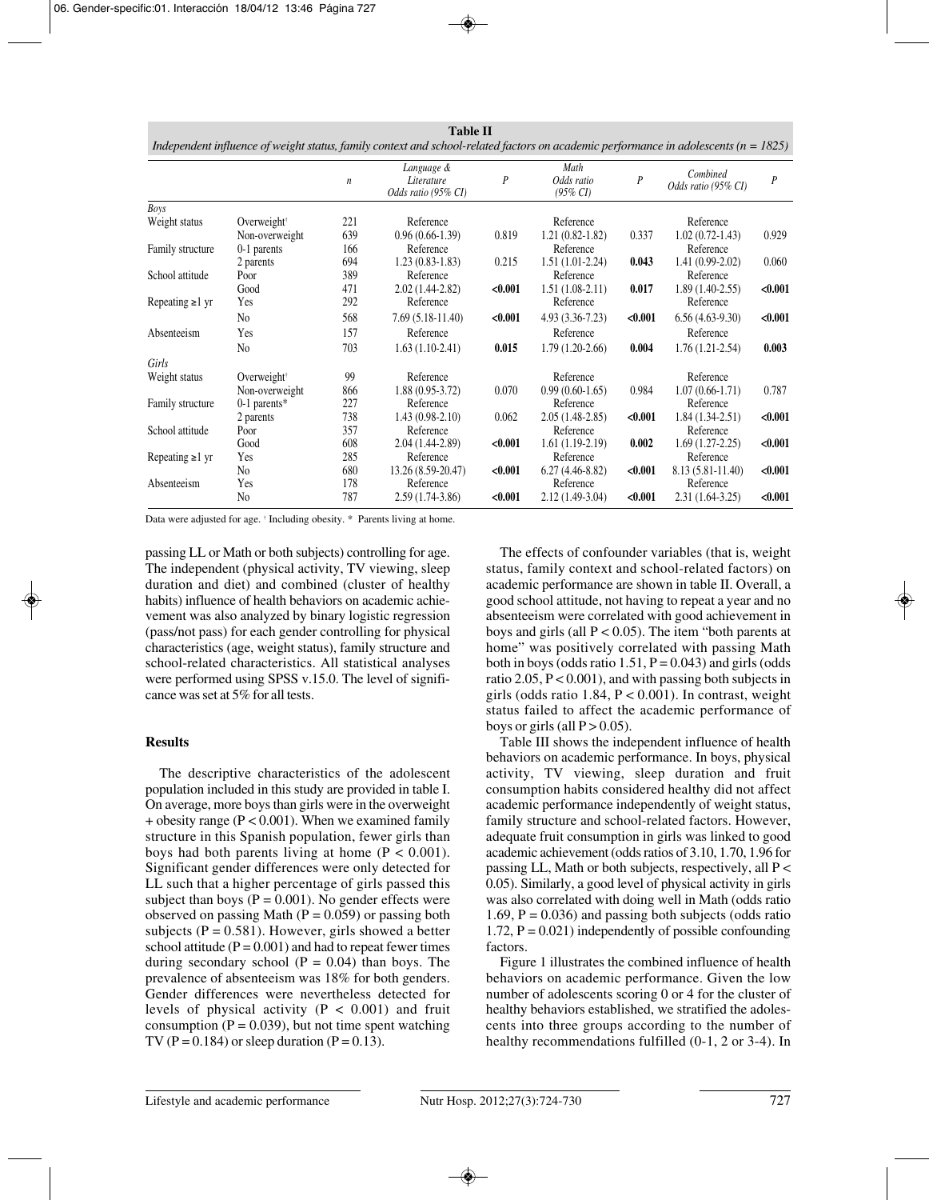**Table II**
*Independent influence of weight status, family context and school-related factors on academic performance in adolescents (n = 1825)*

| | | *n* | *Language & Literature Odds ratio (95% CI)* | *P* | *Math Odds ratio (95% CI)* | *P* | *Combined Odds ratio (95% CI)* | *P* |
|---|---|---|---|---|---|---|---|---|
| *Boys* | | | | | | | | |
| Weight status | Overweight[†] | 221 | Reference | | Reference | | Reference | |
| | Non-overweight | 639 | 0.96 (0.66-1.39) | 0.819 | 1.21 (0.82-1.82) | 0.337 | 1.02 (0.72-1.43) | 0.929 |
| Family structure | 0-1 parents | 166 | Reference | | Reference | | Reference | |
| | 2 parents | 694 | 1.23 (0.83-1.83) | 0.215 | 1.51 (1.01-2.24) | **0.043** | 1.41 (0.99-2.02) | 0.060 |
| School attitude | Poor | 389 | Reference | | Reference | | Reference | |
| | Good | 471 | 2.02 (1.44-2.82) | **<0.001** | 1.51 (1.08-2.11) | **0.017** | 1.89 (1.40-2.55) | **<0.001** |
| Repeating ≥1 yr | Yes | 292 | Reference | | Reference | | Reference | |
| | No | 568 | 7.69 (5.18-11.40) | **<0.001** | 4.93 (3.36-7.23) | **<0.001** | 6.56 (4.63-9.30) | **<0.001** |
| Absenteeism | Yes | 157 | Reference | | Reference | | Reference | |
| | No | 703 | 1.63 (1.10-2.41) | **0.015** | 1.79 (1.20-2.66) | **0.004** | 1.76 (1.21-2.54) | **0.003** |
| *Girls* | | | | | | | | |
| Weight status | Overweight[†] | 99 | Reference | | Reference | | Reference | |
| | Non-overweight | 866 | 1.88 (0.95-3.72) | 0.070 | 0.99 (0.60-1.65) | 0.984 | 1.07 (0.66-1.71) | 0.787 |
| Family structure | 0-1 parents* | 227 | Reference | | Reference | | Reference | |
| | 2 parents | 738 | 1.43 (0.98-2.10) | 0.062 | 2.05 (1.48-2.85) | **<0.001** | 1.84 (1.34-2.51) | **<0.001** |
| School attitude | Poor | 357 | Reference | | Reference | | Reference | |
| | Good | 608 | 2.04 (1.44-2.89) | **<0.001** | 1.61 (1.19-2.19) | **0.002** | 1.69 (1.27-2.25) | **<0.001** |
| Repeating ≥1 yr | Yes | 285 | Reference | | Reference | | Reference | |
| | No | 680 | 13.26 (8.59-20.47) | **<0.001** | 6.27 (4.46-8.82) | **<0.001** | 8.13 (5.81-11.40) | **<0.001** |
| Absenteeism | Yes | 178 | Reference | | Reference | | Reference | |
| | No | 787 | 2.59 (1.74-3.86) | **<0.001** | 2.12 (1.49-3.04) | **<0.001** | 2.31 (1.64-3.25) | **<0.001** |

Data were adjusted for age. [†] Including obesity. * Parents living at home.

passing LL or Math or both subjects) controlling for age. The independent (physical activity, TV viewing, sleep duration and diet) and combined (cluster of healthy habits) influence of health behaviors on academic achievement was also analyzed by binary logistic regression (pass/not pass) for each gender controlling for physical characteristics (age, weight status), family structure and school-related characteristics. All statistical analyses were performed using SPSS v.15.0. The level of significance was set at 5% for all tests.

## Results

The descriptive characteristics of the adolescent population included in this study are provided in table I. On average, more boys than girls were in the overweight + obesity range ($P < 0.001$). When we examined family structure in this Spanish population, fewer girls than boys had both parents living at home ($P < 0.001$). Significant gender differences were only detected for LL such that a higher percentage of girls passed this subject than boys ($P = 0.001$). No gender effects were observed on passing Math ($P = 0.059$) or passing both subjects ($P = 0.581$). However, girls showed a better school attitude ($P = 0.001$) and had to repeat fewer times during secondary school ($P = 0.04$) than boys. The prevalence of absenteeism was 18% for both genders. Gender differences were nevertheless detected for levels of physical activity ($P < 0.001$) and fruit consumption ($P = 0.039$), but not time spent watching TV ($P = 0.184$) or sleep duration ($P = 0.13$).

The effects of confounder variables (that is, weight status, family context and school-related factors) on academic performance are shown in table II. Overall, a good school attitude, not having to repeat a year and no absenteeism were correlated with good achievement in boys and girls (all $P < 0.05$). The item "both parents at home" was positively correlated with passing Math both in boys (odds ratio 1.51, $P = 0.043$) and girls (odds ratio 2.05, $P < 0.001$), and with passing both subjects in girls (odds ratio 1.84, $P < 0.001$). In contrast, weight status failed to affect the academic performance of boys or girls (all $P > 0.05$).

Table III shows the independent influence of health behaviors on academic performance. In boys, physical activity, TV viewing, sleep duration and fruit consumption habits considered healthy did not affect academic performance independently of weight status, family structure and school-related factors. However, adequate fruit consumption in girls was linked to good academic achievement (odds ratios of 3.10, 1.70, 1.96 for passing LL, Math or both subjects, respectively, all $P < 0.05$). Similarly, a good level of physical activity in girls was also correlated with doing well in Math (odds ratio 1.69, $P = 0.036$) and passing both subjects (odds ratio 1.72, $P = 0.021$) independently of possible confounding factors.

Figure 1 illustrates the combined influence of health behaviors on academic performance. Given the low number of adolescents scoring 0 or 4 for the cluster of healthy behaviors established, we stratified the adolescents into three groups according to the number of healthy recommendations fulfilled (0-1, 2 or 3-4). In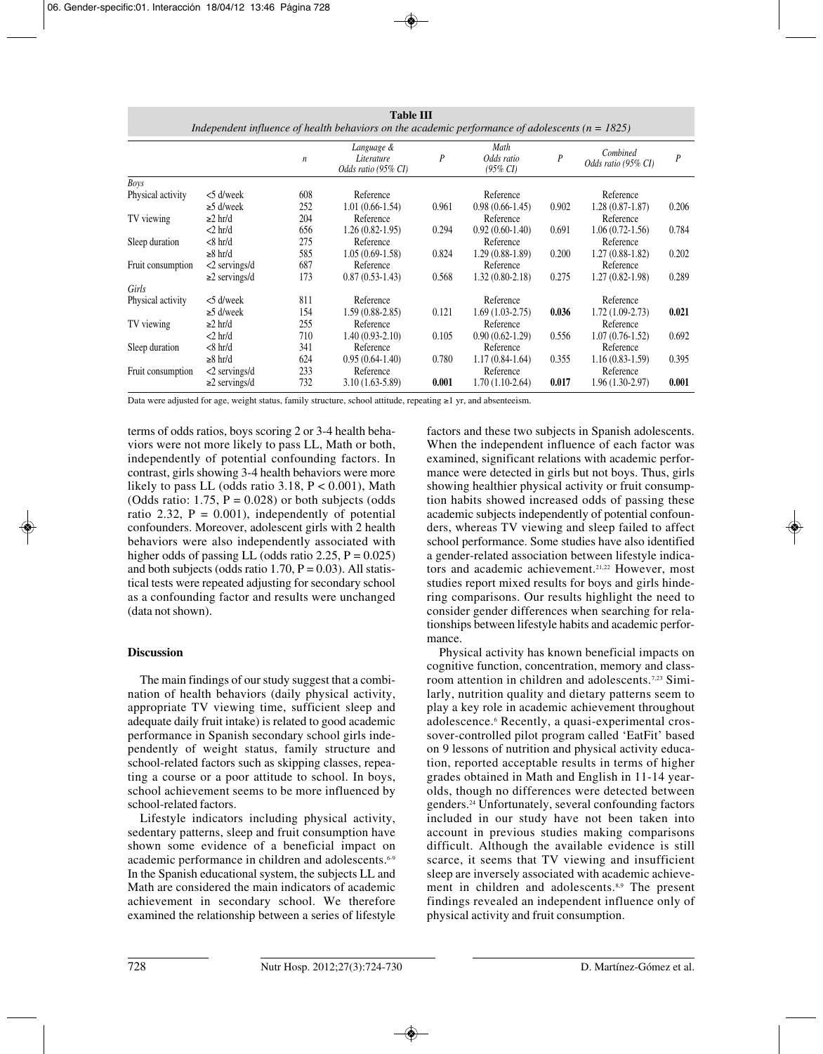**Table III**
*Independent influence of health behaviors on the academic performance of adolescents (n = 1825)*

| | | *n* | *Language & Literature Odds ratio (95% CI)* | *P* | *Math Odds ratio (95% CI)* | *P* | *Combined Odds ratio (95% CI)* | *P* |
|---|---|---|---|---|---|---|---|---|
| *Boys* | | | | | | | | |
| Physical activity | <5 d/week | 608 | Reference | | Reference | | Reference | |
| | ≥5 d/week | 252 | 1.01 (0.66-1.54) | 0.961 | 0.98 (0.66-1.45) | 0.902 | 1.28 (0.87-1.87) | 0.206 |
| TV viewing | ≥2 hr/d | 204 | Reference | | Reference | | Reference | |
| | <2 hr/d | 656 | 1.26 (0.82-1.95) | 0.294 | 0.92 (0.60-1.40) | 0.691 | 1.06 (0.72-1.56) | 0.784 |
| Sleep duration | <8 hr/d | 275 | Reference | | Reference | | Reference | |
| | ≥8 hr/d | 585 | 1.05 (0.69-1.58) | 0.824 | 1.29 (0.88-1.89) | 0.200 | 1.27 (0.88-1.82) | 0.202 |
| Fruit consumption | <2 servings/d | 687 | Reference | | Reference | | Reference | |
| | ≥2 servings/d | 173 | 0.87 (0.53-1.43) | 0.568 | 1.32 (0.80-2.18) | 0.275 | 1.27 (0.82-1.98) | 0.289 |
| *Girls* | | | | | | | | |
| Physical activity | <5 d/week | 811 | Reference | | Reference | | Reference | |
| | ≥5 d/week | 154 | 1.59 (0.88-2.85) | 0.121 | 1.69 (1.03-2.75) | **0.036** | 1.72 (1.09-2.73) | **0.021** |
| TV viewing | ≥2 hr/d | 255 | Reference | | Reference | | Reference | |
| | <2 hr/d | 710 | 1.40 (0.93-2.10) | 0.105 | 0.90 (0.62-1.29) | 0.556 | 1.07 (0.76-1.52) | 0.692 |
| Sleep duration | <8 hr/d | 341 | Reference | | Reference | | Reference | |
| | ≥8 hr/d | 624 | 0.95 (0.64-1.40) | 0.780 | 1.17 (0.84-1.64) | 0.355 | 1.16 (0.83-1.59) | 0.395 |
| Fruit consumption | <2 servings/d | 233 | Reference | | Reference | | Reference | |
| | ≥2 servings/d | 732 | 3.10 (1.63-5.89) | **0.001** | 1.70 (1.10-2.64) | **0.017** | 1.96 (1.30-2.97) | **0.001** |

Data were adjusted for age, weight status, family structure, school attitude, repeating ≥1 yr, and absenteeism.

terms of odds ratios, boys scoring 2 or 3-4 health behaviors were not more likely to pass LL, Math or both, independently of potential confounding factors. In contrast, girls showing 3-4 health behaviors were more likely to pass LL (odds ratio 3.18, $P < 0.001$), Math (Odds ratio: 1.75, $P = 0.028$) or both subjects (odds ratio 2.32, $P = 0.001$), independently of potential confounders. Moreover, adolescent girls with 2 health behaviors were also independently associated with higher odds of passing LL (odds ratio 2.25, $P = 0.025$) and both subjects (odds ratio 1.70, $P = 0.03$). All statistical tests were repeated adjusting for secondary school as a confounding factor and results were unchanged (data not shown).

## Discussion

The main findings of our study suggest that a combination of health behaviors (daily physical activity, appropriate TV viewing time, sufficient sleep and adequate daily fruit intake) is related to good academic performance in Spanish secondary school girls independently of weight status, family structure and school-related factors such as skipping classes, repeating a course or a poor attitude to school. In boys, school achievement seems to be more influenced by school-related factors.

Lifestyle indicators including physical activity, sedentary patterns, sleep and fruit consumption have shown some evidence of a beneficial impact on academic performance in children and adolescents.[6-9] In the Spanish educational system, the subjects LL and Math are considered the main indicators of academic achievement in secondary school. We therefore examined the relationship between a series of lifestyle factors and these two subjects in Spanish adolescents. When the independent influence of each factor was examined, significant relations with academic performance were detected in girls but not boys. Thus, girls showing healthier physical activity or fruit consumption habits showed increased odds of passing these academic subjects independently of potential confounders, whereas TV viewing and sleep failed to affect school performance. Some studies have also identified a gender-related association between lifestyle indicators and academic achievement.[21,22] However, most studies report mixed results for boys and girls hindering comparisons. Our results highlight the need to consider gender differences when searching for relationships between lifestyle habits and academic performance.

Physical activity has known beneficial impacts on cognitive function, concentration, memory and classroom attention in children and adolescents.[7,23] Similarly, nutrition quality and dietary patterns seem to play a key role in academic achievement throughout adolescence.[6] Recently, a quasi-experimental crossover-controlled pilot program called 'EatFit' based on 9 lessons of nutrition and physical activity education, reported acceptable results in terms of higher grades obtained in Math and English in 11-14 year-olds, though no differences were detected between genders.[24] Unfortunately, several confounding factors included in our study have not been taken into account in previous studies making comparisons difficult. Although the available evidence is still scarce, it seems that TV viewing and insufficient sleep are inversely associated with academic achievement in children and adolescents.[8,9] The present findings revealed an independent influence only of physical activity and fruit consumption.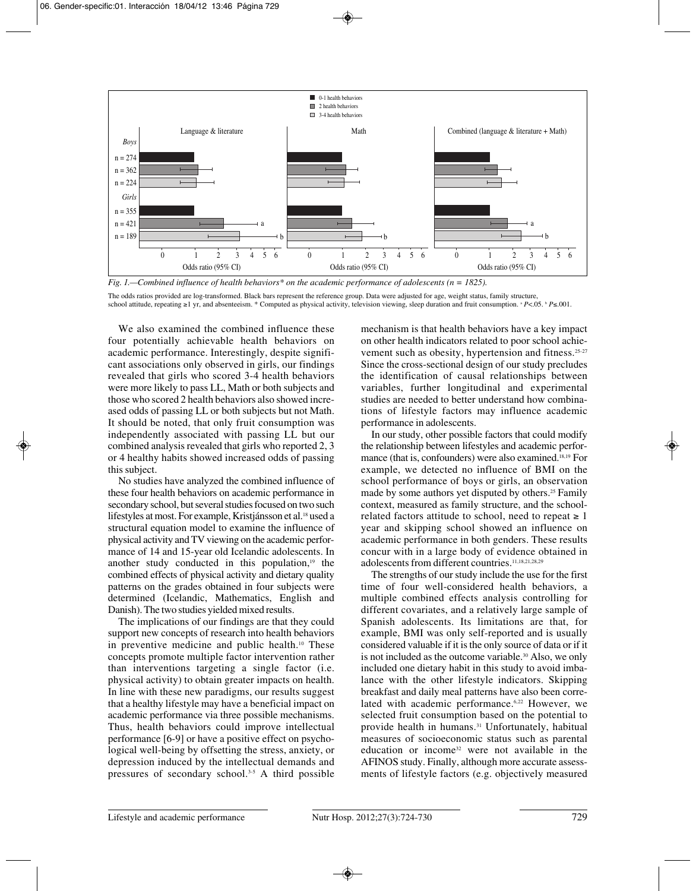0-1 health behaviors
2 health behaviors
3-4 health behaviors

Language & literature

Math

Combined (language & literature + Math)

Boys

n = 274

n = 362

n = 224

Girls

n = 355

n = 421

n = 189

a

b

b

a

b

0 1 2 3 4 5 6

Odds ratio (95% CI)

*Fig. 1.—Combined influence of health behaviors\* on the academic performance of adolescents (n = 1825).*

The odds ratios provided are log-transformed. Black bars represent the reference group. Data were adjusted for age, weight status, family structure, school attitude, repeating ≥1 yr, and absenteeism. * Computed as physical activity, television viewing, sleep duration and fruit consumption. [a] $P<.05$. [b] $P\leq.001$.

We also examined the combined influence these four potentially achievable health behaviors on academic performance. Interestingly, despite significant associations only observed in girls, our findings revealed that girls who scored 3-4 health behaviors were more likely to pass LL, Math or both subjects and those who scored 2 health behaviors also showed increased odds of passing LL or both subjects but not Math. It should be noted, that only fruit consumption was independently associated with passing LL but our combined analysis revealed that girls who reported 2, 3 or 4 healthy habits showed increased odds of passing this subject.

No studies have analyzed the combined influence of these four health behaviors on academic performance in secondary school, but several studies focused on two such lifestyles at most. For example, Kristjánsson et al.[18] used a structural equation model to examine the influence of physical activity and TV viewing on the academic performance of 14 and 15-year old Icelandic adolescents. In another study conducted in this population,[19] the combined effects of physical activity and dietary quality patterns on the grades obtained in four subjects were determined (Icelandic, Mathematics, English and Danish). The two studies yielded mixed results.

The implications of our findings are that they could support new concepts of research into health behaviors in preventive medicine and public health.[10] These concepts promote multiple factor intervention rather than interventions targeting a single factor (i.e. physical activity) to obtain greater impacts on health. In line with these new paradigms, our results suggest that a healthy lifestyle may have a beneficial impact on academic performance via three possible mechanisms. Thus, health behaviors could improve intellectual performance [6-9] or have a positive effect on psychological well-being by offsetting the stress, anxiety, or depression induced by the intellectual demands and pressures of secondary school.[3-5] A third possible mechanism is that health behaviors have a key impact on other health indicators related to poor school achievement such as obesity, hypertension and fitness.[25-27] Since the cross-sectional design of our study precludes the identification of causal relationships between variables, further longitudinal and experimental studies are needed to better understand how combinations of lifestyle factors may influence academic performance in adolescents.

In our study, other possible factors that could modify the relationship between lifestyles and academic performance (that is, confounders) were also examined.[18,19] For example, we detected no influence of BMI on the school performance of boys or girls, an observation made by some authors yet disputed by others.[25] Family context, measured as family structure, and the school-related factors attitude to school, need to repeat ≥ 1 year and skipping school showed an influence on academic performance in both genders. These results concur with in a large body of evidence obtained in adolescents from different countries.[11,18,21,28,29]

The strengths of our study include the use for the first time of four well-considered health behaviors, a multiple combined effects analysis controlling for different covariates, and a relatively large sample of Spanish adolescents. Its limitations are that, for example, BMI was only self-reported and is usually considered valuable if it is the only source of data or if it is not included as the outcome variable.[30] Also, we only included one dietary habit in this study to avoid imbalance with the other lifestyle indicators. Skipping breakfast and daily meal patterns have also been correlated with academic performance.[6,22] However, we selected fruit consumption based on the potential to provide health in humans.[31] Unfortunately, habitual measures of socioeconomic status such as parental education or income[32] were not available in the AFINOS study. Finally, although more accurate assessments of lifestyle factors (e.g. objectively measured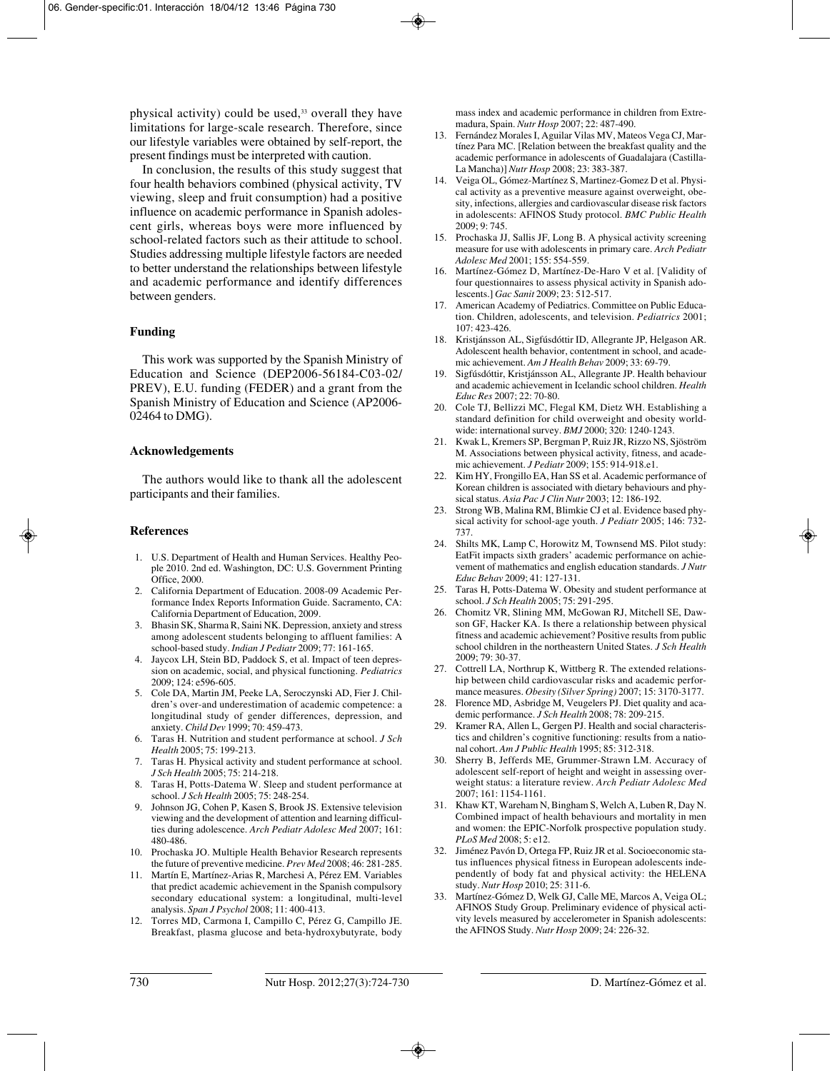physical activity) could be used,[33] overall they have limitations for large-scale research. Therefore, since our lifestyle variables were obtained by self-report, the present findings must be interpreted with caution.

In conclusion, the results of this study suggest that four health behaviors combined (physical activity, TV viewing, sleep and fruit consumption) had a positive influence on academic performance in Spanish adolescent girls, whereas boys were more influenced by school-related factors such as their attitude to school. Studies addressing multiple lifestyle factors are needed to better understand the relationships between lifestyle and academic performance and identify differences between genders.

## Funding

This work was supported by the Spanish Ministry of Education and Science (DEP2006-56184-C03-02/PREV), E.U. funding (FEDER) and a grant from the Spanish Ministry of Education and Science (AP2006-02464 to DMG).

## Acknowledgements

The authors would like to thank all the adolescent participants and their families.

## References

1. U.S. Department of Health and Human Services. Healthy People 2010. 2nd ed. Washington, DC: U.S. Government Printing Office, 2000.
2. California Department of Education. 2008-09 Academic Performance Index Reports Information Guide. Sacramento, CA: California Department of Education, 2009.
3. Bhasin SK, Sharma R, Saini NK. Depression, anxiety and stress among adolescent students belonging to affluent families: A school-based study. *Indian J Pediatr* 2009; 77: 161-165.
4. Jaycox LH, Stein BD, Paddock S, et al. Impact of teen depression on academic, social, and physical functioning. *Pediatrics* 2009; 124: e596-605.
5. Cole DA, Martin JM, Peeke LA, Seroczynski AD, Fier J. Children's over-and underestimation of academic competence: a longitudinal study of gender differences, depression, and anxiety. *Child Dev* 1999; 70: 459-473.
6. Taras H. Nutrition and student performance at school. *J Sch Health* 2005; 75: 199-213.
7. Taras H. Physical activity and student performance at school. *J Sch Health* 2005; 75: 214-218.
8. Taras H, Potts-Datema W. Sleep and student performance at school. *J Sch Health* 2005; 75: 248-254.
9. Johnson JG, Cohen P, Kasen S, Brook JS. Extensive television viewing and the development of attention and learning difficulties during adolescence. *Arch Pediatr Adolesc Med* 2007; 161: 480-486.
10. Prochaska JO. Multiple Health Behavior Research represents the future of preventive medicine. *Prev Med* 2008; 46: 281-285.
11. Martín E, Martínez-Arias R, Marchesi A, Pérez EM. Variables that predict academic achievement in the Spanish compulsory secondary educational system: a longitudinal, multi-level analysis. *Span J Psychol* 2008; 11: 400-413.
12. Torres MD, Carmona I, Campillo C, Pérez G, Campillo JE. Breakfast, plasma glucose and beta-hydroxybutyrate, body mass index and academic performance in children from Extremadura, Spain. *Nutr Hosp* 2007; 22: 487-490.
13. Fernández Morales I, Aguilar Vilas MV, Mateos Vega CJ, Martínez Para MC. [Relation between the breakfast quality and the academic performance in adolescents of Guadalajara (Castilla-La Mancha)] *Nutr Hosp* 2008; 23: 383-387.
14. Veiga OL, Gómez-Martínez S, Martinez-Gomez D et al. Physical activity as a preventive measure against overweight, obesity, infections, allergies and cardiovascular disease risk factors in adolescents: AFINOS Study protocol. *BMC Public Health* 2009; 9: 745.
15. Prochaska JJ, Sallis JF, Long B. A physical activity screening measure for use with adolescents in primary care. *Arch Pediatr Adolesc Med* 2001; 155: 554-559.
16. Martínez-Gómez D, Martínez-De-Haro V et al. [Validity of four questionnaires to assess physical activity in Spanish adolescents.] *Gac Sanit* 2009; 23: 512-517.
17. American Academy of Pediatrics. Committee on Public Education. Children, adolescents, and television. *Pediatrics* 2001; 107: 423-426.
18. Kristjánsson AL, Sigfúsdóttir ID, Allegrante JP, Helgason AR. Adolescent health behavior, contentment in school, and academic achievement. *Am J Health Behav* 2009; 33: 69-79.
19. Sigfúsdóttir, Kristjánsson AL, Allegrante JP. Health behaviour and academic achievement in Icelandic school children. *Health Educ Res* 2007; 22: 70-80.
20. Cole TJ, Bellizzi MC, Flegal KM, Dietz WH. Establishing a standard definition for child overweight and obesity worldwide: international survey. *BMJ* 2000; 320: 1240-1243.
21. Kwak L, Kremers SP, Bergman P, Ruiz JR, Rizzo NS, Sjöström M. Associations between physical activity, fitness, and academic achievement. *J Pediatr* 2009; 155: 914-918.e1.
22. Kim HY, Frongillo EA, Han SS et al. Academic performance of Korean children is associated with dietary behaviours and physical status. *Asia Pac J Clin Nutr* 2003; 12: 186-192.
23. Strong WB, Malina RM, Blimkie CJ et al. Evidence based physical activity for school-age youth. *J Pediatr* 2005; 146: 732-737.
24. Shilts MK, Lamp C, Horowitz M, Townsend MS. Pilot study: EatFit impacts sixth graders' academic performance on achievement of mathematics and english education standards. *J Nutr Educ Behav* 2009; 41: 127-131.
25. Taras H, Potts-Datema W. Obesity and student performance at school. *J Sch Health* 2005; 75: 291-295.
26. Chomitz VR, Slining MM, McGowan RJ, Mitchell SE, Dawson GF, Hacker KA. Is there a relationship between physical fitness and academic achievement? Positive results from public school children in the northeastern United States. *J Sch Health* 2009; 79: 30-37.
27. Cottrell LA, Northrup K, Wittberg R. The extended relationship between child cardiovascular risks and academic performance measures. *Obesity (Silver Spring)* 2007; 15: 3170-3177.
28. Florence MD, Asbridge M, Veugelers PJ. Diet quality and academic performance. *J Sch Health* 2008; 78: 209-215.
29. Kramer RA, Allen L, Gergen PJ. Health and social characteristics and children's cognitive functioning: results from a national cohort. *Am J Public Health* 1995; 85: 312-318.
30. Sherry B, Jefferds ME, Grummer-Strawn LM. Accuracy of adolescent self-report of height and weight in assessing overweight status: a literature review. *Arch Pediatr Adolesc Med* 2007; 161: 1154-1161.
31. Khaw KT, Wareham N, Bingham S, Welch A, Luben R, Day N. Combined impact of health behaviours and mortality in men and women: the EPIC-Norfolk prospective population study. *PLoS Med* 2008; 5: e12.
32. Jiménez Pavón D, Ortega FP, Ruiz JR et al. Socioeconomic status influences physical fitness in European adolescents independently of body fat and physical activity: the HELENA study. *Nutr Hosp* 2010; 25: 311-6.
33. Martínez-Gómez D, Welk GJ, Calle ME, Marcos A, Veiga OL; AFINOS Study Group. Preliminary evidence of physical activity levels measured by accelerometer in Spanish adolescents: the AFINOS Study. *Nutr Hosp* 2009; 24: 226-32.